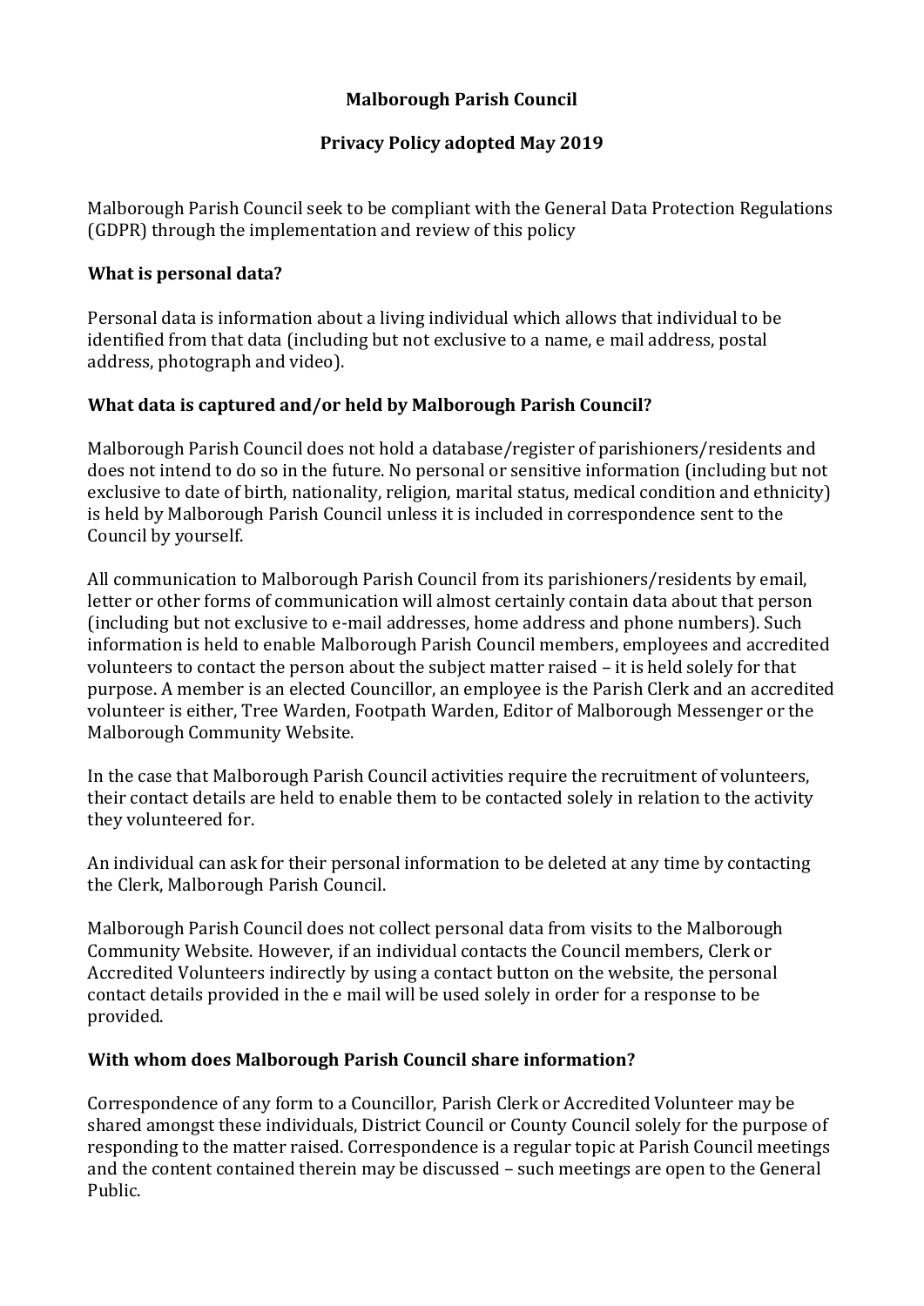**Malborough Parish Council**

**Privacy Policy adopted May 2019**

Malborough Parish Council seek to be compliant with the General Data Protection Regulations (GDPR) through the implementation and review of this policy

**What is personal data?**

Personal data is information about a living individual which allows that individual to be identified from that data (including but not exclusive to a name, e mail address, postal address, photograph and video).

**What data is captured and/or held by Malborough Parish Council?**

Malborough Parish Council does not hold a database/register of parishioners/residents and does not intend to do so in the future. No personal or sensitive information (including but not exclusive to date of birth, nationality, religion, marital status, medical condition and ethnicity) is held by Malborough Parish Council unless it is included in correspondence sent to the Council by yourself.

All communication to Malborough Parish Council from its parishioners/residents by email, letter or other forms of communication will almost certainly contain data about that person (including but not exclusive to e-mail addresses, home address and phone numbers). Such information is held to enable Malborough Parish Council members, employees and accredited volunteers to contact the person about the subject matter raised – it is held solely for that purpose. A member is an elected Councillor, an employee is the Parish Clerk and an accredited volunteer is either, Tree Warden, Footpath Warden, Editor of Malborough Messenger or the Malborough Community Website.

In the case that Malborough Parish Council activities require the recruitment of volunteers, their contact details are held to enable them to be contacted solely in relation to the activity they volunteered for.

An individual can ask for their personal information to be deleted at any time by contacting the Clerk, Malborough Parish Council.

Malborough Parish Council does not collect personal data from visits to the Malborough Community Website. However, if an individual contacts the Council members, Clerk or Accredited Volunteers indirectly by using a contact button on the website, the personal contact details provided in the e mail will be used solely in order for a response to be provided.

**With whom does Malborough Parish Council share information?**

Correspondence of any form to a Councillor, Parish Clerk or Accredited Volunteer may be shared amongst these individuals, District Council or County Council solely for the purpose of responding to the matter raised. Correspondence is a regular topic at Parish Council meetings and the content contained therein may be discussed – such meetings are open to the General Public.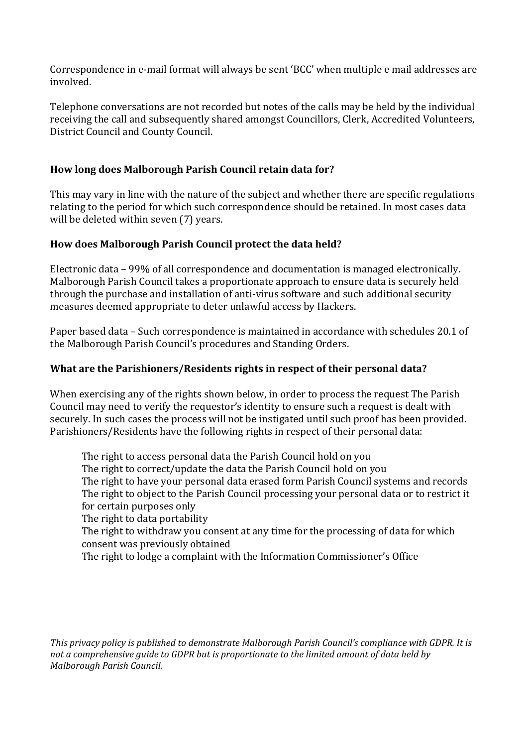Correspondence in e-mail format will always be sent 'BCC' when multiple e mail addresses are involved.

Telephone conversations are not recorded but notes of the calls may be held by the individual receiving the call and subsequently shared amongst Councillors, Clerk, Accredited Volunteers, District Council and County Council.

### How long does Malborough Parish Council retain data for?

This may vary in line with the nature of the subject and whether there are specific regulations relating to the period for which such correspondence should be retained. In most cases data will be deleted within seven (7) years.

### How does Malborough Parish Council protect the data held?

Electronic data – 99% of all correspondence and documentation is managed electronically. Malborough Parish Council takes a proportionate approach to ensure data is securely held through the purchase and installation of anti-virus software and such additional security measures deemed appropriate to deter unlawful access by Hackers.

Paper based data – Such correspondence is maintained in accordance with schedules 20.1 of the Malborough Parish Council's procedures and Standing Orders.

### What are the Parishioners/Residents rights in respect of their personal data?

When exercising any of the rights shown below, in order to process the request The Parish Council may need to verify the requestor's identity to ensure such a request is dealt with securely. In such cases the process will not be instigated until such proof has been provided. Parishioners/Residents have the following rights in respect of their personal data:

- The right to access personal data the Parish Council hold on you
- The right to correct/update the data the Parish Council hold on you
- The right to have your personal data erased form Parish Council systems and records
- The right to object to the Parish Council processing your personal data or to restrict it for certain purposes only
- The right to data portability
- The right to withdraw you consent at any time for the processing of data for which consent was previously obtained
- The right to lodge a complaint with the Information Commissioner's Office

*This privacy policy is published to demonstrate Malborough Parish Council's compliance with GDPR. It is not a comprehensive guide to GDPR but is proportionate to the limited amount of data held by Malborough Parish Council.*